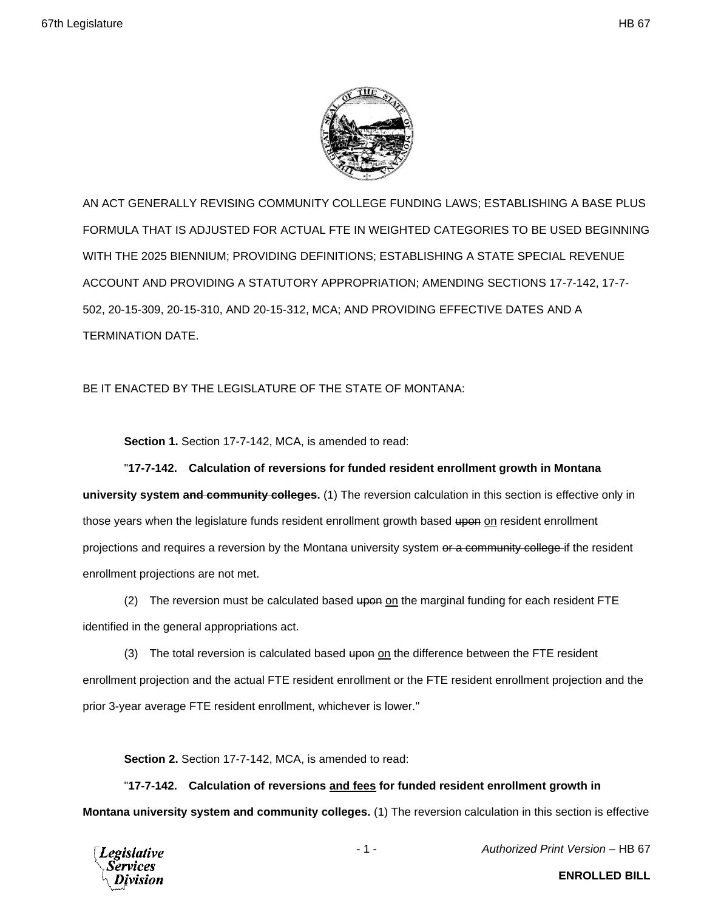AN ACT GENERALLY REVISING COMMUNITY COLLEGE FUNDING LAWS; ESTABLISHING A BASE PLUS FORMULA THAT IS ADJUSTED FOR ACTUAL FTE IN WEIGHTED CATEGORIES TO BE USED BEGINNING WITH THE 2025 BIENNIUM; PROVIDING DEFINITIONS; ESTABLISHING A STATE SPECIAL REVENUE ACCOUNT AND PROVIDING A STATUTORY APPROPRIATION; AMENDING SECTIONS 17-7-142, 17-7-502, 20-15-309, 20-15-310, AND 20-15-312, MCA; AND PROVIDING EFFECTIVE DATES AND A TERMINATION DATE.

BE IT ENACTED BY THE LEGISLATURE OF THE STATE OF MONTANA:

**Section 1.** Section 17-7-142, MCA, is amended to read:

"**17-7-142. Calculation of reversions for funded resident enrollment growth in Montana university system ~~and community colleges~~.** (1) The reversion calculation in this section is effective only in those years when the legislature funds resident enrollment growth based ~~upon~~ on resident enrollment projections and requires a reversion by the Montana university system ~~or a community college~~ if the resident enrollment projections are not met.

(2) The reversion must be calculated based ~~upon~~ on the marginal funding for each resident FTE identified in the general appropriations act.

(3) The total reversion is calculated based ~~upon~~ on the difference between the FTE resident enrollment projection and the actual FTE resident enrollment or the FTE resident enrollment projection and the prior 3-year average FTE resident enrollment, whichever is lower."

**Section 2.** Section 17-7-142, MCA, is amended to read:

"**17-7-142. Calculation of reversions and fees for funded resident enrollment growth in Montana university system and community colleges.** (1) The reversion calculation in this section is effective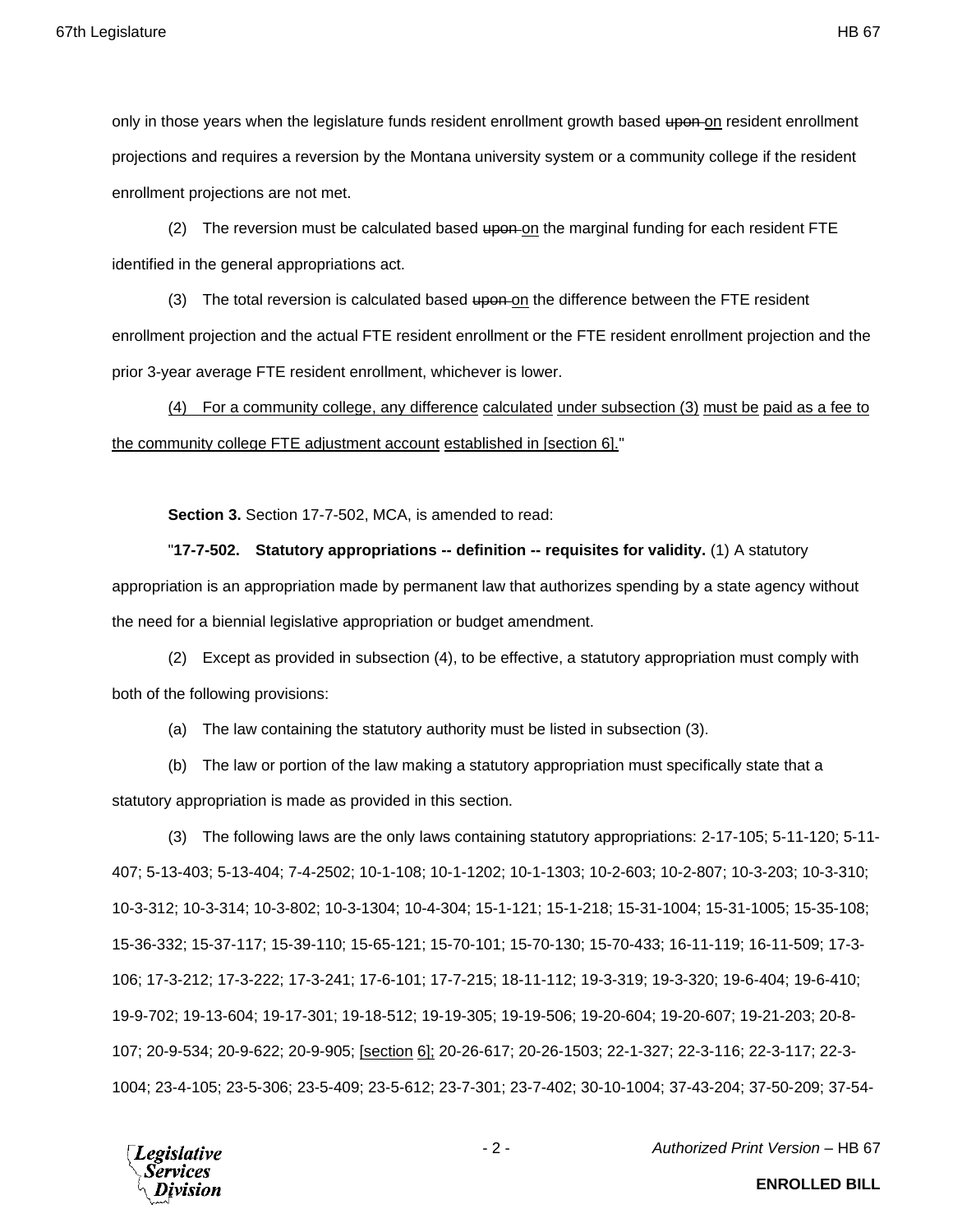only in those years when the legislature funds resident enrollment growth based ~~upon~~ on resident enrollment projections and requires a reversion by the Montana university system or a community college if the resident enrollment projections are not met.

(2) The reversion must be calculated based ~~upon~~ on the marginal funding for each resident FTE identified in the general appropriations act.

(3) The total reversion is calculated based ~~upon~~ on the difference between the FTE resident enrollment projection and the actual FTE resident enrollment or the FTE resident enrollment projection and the prior 3-year average FTE resident enrollment, whichever is lower.

(4) For a community college, any difference calculated under subsection (3) must be paid as a fee to the community college FTE adjustment account established in [section 6]."

**Section 3.** Section 17-7-502, MCA, is amended to read:

"**17-7-502. Statutory appropriations -- definition -- requisites for validity.** (1) A statutory appropriation is an appropriation made by permanent law that authorizes spending by a state agency without the need for a biennial legislative appropriation or budget amendment.

(2) Except as provided in subsection (4), to be effective, a statutory appropriation must comply with both of the following provisions:

(a) The law containing the statutory authority must be listed in subsection (3).

(b) The law or portion of the law making a statutory appropriation must specifically state that a statutory appropriation is made as provided in this section.

(3) The following laws are the only laws containing statutory appropriations: 2-17-105; 5-11-120; 5-11-407; 5-13-403; 5-13-404; 7-4-2502; 10-1-108; 10-1-1202; 10-1-1303; 10-2-603; 10-2-807; 10-3-203; 10-3-310; 10-3-312; 10-3-314; 10-3-802; 10-3-1304; 10-4-304; 15-1-121; 15-1-218; 15-31-1004; 15-31-1005; 15-35-108; 15-36-332; 15-37-117; 15-39-110; 15-65-121; 15-70-101; 15-70-130; 15-70-433; 16-11-119; 16-11-509; 17-3-106; 17-3-212; 17-3-222; 17-3-241; 17-6-101; 17-7-215; 18-11-112; 19-3-319; 19-3-320; 19-6-404; 19-6-410; 19-9-702; 19-13-604; 19-17-301; 19-18-512; 19-19-305; 19-19-506; 19-20-604; 19-20-607; 19-21-203; 20-8-107; 20-9-534; 20-9-622; 20-9-905; [section 6]; 20-26-617; 20-26-1503; 22-1-327; 22-3-116; 22-3-117; 22-3-1004; 23-4-105; 23-5-306; 23-5-409; 23-5-612; 23-7-301; 23-7-402; 30-10-1004; 37-43-204; 37-50-209; 37-54-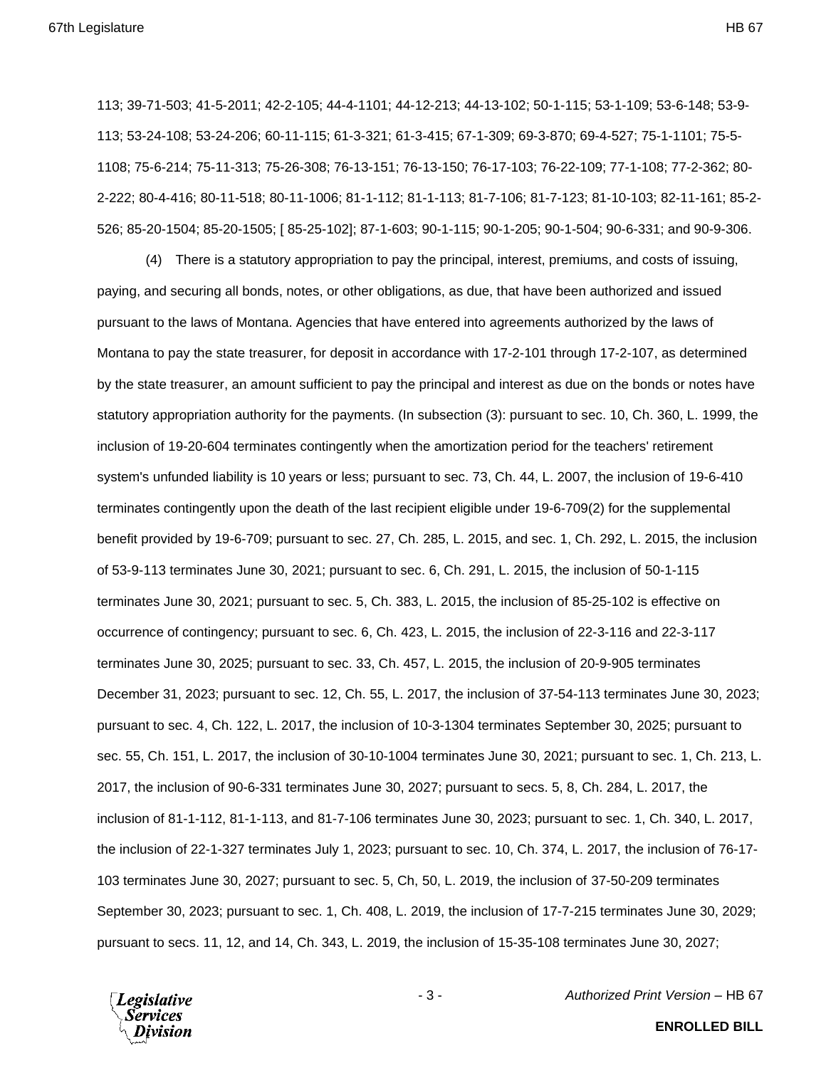113; 39-71-503; 41-5-2011; 42-2-105; 44-4-1101; 44-12-213; 44-13-102; 50-1-115; 53-1-109; 53-6-148; 53-9-113; 53-24-108; 53-24-206; 60-11-115; 61-3-321; 61-3-415; 67-1-309; 69-3-870; 69-4-527; 75-1-1101; 75-5-1108; 75-6-214; 75-11-313; 75-26-308; 76-13-151; 76-13-150; 76-17-103; 76-22-109; 77-1-108; 77-2-362; 80-2-222; 80-4-416; 80-11-518; 80-11-1006; 81-1-112; 81-1-113; 81-7-106; 81-7-123; 81-10-103; 82-11-161; 85-2-526; 85-20-1504; 85-20-1505; [ 85-25-102]; 87-1-603; 90-1-115; 90-1-205; 90-1-504; 90-6-331; and 90-9-306.

(4) There is a statutory appropriation to pay the principal, interest, premiums, and costs of issuing, paying, and securing all bonds, notes, or other obligations, as due, that have been authorized and issued pursuant to the laws of Montana. Agencies that have entered into agreements authorized by the laws of Montana to pay the state treasurer, for deposit in accordance with 17-2-101 through 17-2-107, as determined by the state treasurer, an amount sufficient to pay the principal and interest as due on the bonds or notes have statutory appropriation authority for the payments. (In subsection (3): pursuant to sec. 10, Ch. 360, L. 1999, the inclusion of 19-20-604 terminates contingently when the amortization period for the teachers' retirement system's unfunded liability is 10 years or less; pursuant to sec. 73, Ch. 44, L. 2007, the inclusion of 19-6-410 terminates contingently upon the death of the last recipient eligible under 19-6-709(2) for the supplemental benefit provided by 19-6-709; pursuant to sec. 27, Ch. 285, L. 2015, and sec. 1, Ch. 292, L. 2015, the inclusion of 53-9-113 terminates June 30, 2021; pursuant to sec. 6, Ch. 291, L. 2015, the inclusion of 50-1-115 terminates June 30, 2021; pursuant to sec. 5, Ch. 383, L. 2015, the inclusion of 85-25-102 is effective on occurrence of contingency; pursuant to sec. 6, Ch. 423, L. 2015, the inclusion of 22-3-116 and 22-3-117 terminates June 30, 2025; pursuant to sec. 33, Ch. 457, L. 2015, the inclusion of 20-9-905 terminates December 31, 2023; pursuant to sec. 12, Ch. 55, L. 2017, the inclusion of 37-54-113 terminates June 30, 2023; pursuant to sec. 4, Ch. 122, L. 2017, the inclusion of 10-3-1304 terminates September 30, 2025; pursuant to sec. 55, Ch. 151, L. 2017, the inclusion of 30-10-1004 terminates June 30, 2021; pursuant to sec. 1, Ch. 213, L. 2017, the inclusion of 90-6-331 terminates June 30, 2027; pursuant to secs. 5, 8, Ch. 284, L. 2017, the inclusion of 81-1-112, 81-1-113, and 81-7-106 terminates June 30, 2023; pursuant to sec. 1, Ch. 340, L. 2017, the inclusion of 22-1-327 terminates July 1, 2023; pursuant to sec. 10, Ch. 374, L. 2017, the inclusion of 76-17-103 terminates June 30, 2027; pursuant to sec. 5, Ch, 50, L. 2019, the inclusion of 37-50-209 terminates September 30, 2023; pursuant to sec. 1, Ch. 408, L. 2019, the inclusion of 17-7-215 terminates June 30, 2029; pursuant to secs. 11, 12, and 14, Ch. 343, L. 2019, the inclusion of 15-35-108 terminates June 30, 2027;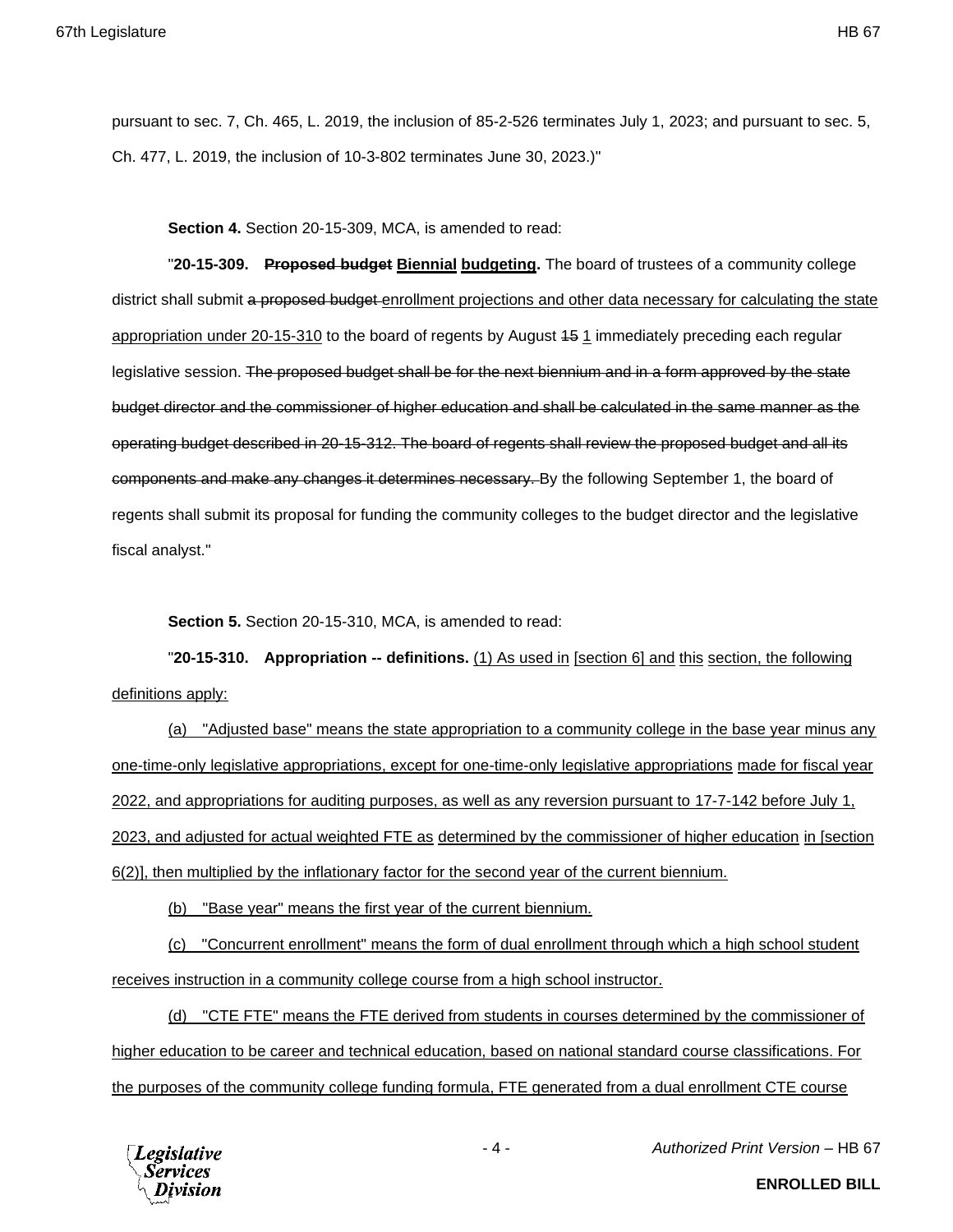pursuant to sec. 7, Ch. 465, L. 2019, the inclusion of 85-2-526 terminates July 1, 2023; and pursuant to sec. 5, Ch. 477, L. 2019, the inclusion of 10-3-802 terminates June 30, 2023.)"

**Section 4.** Section 20-15-309, MCA, is amended to read:

"**20-15-309. ~~Proposed budget~~ <u>Biennial budgeting</u>.** The board of trustees of a community college district shall submit ~~a proposed budget~~ <u>enrollment projections and other data necessary for calculating the state appropriation under 20-15-310</u> to the board of regents by August ~~15~~ <u>1</u> immediately preceding each regular legislative session. ~~The proposed budget shall be for the next biennium and in a form approved by the state budget director and the commissioner of higher education and shall be calculated in the same manner as the operating budget described in 20-15-312. The board of regents shall review the proposed budget and all its components and make any changes it determines necessary.~~ By the following September 1, the board of regents shall submit its proposal for funding the community colleges to the budget director and the legislative fiscal analyst."

**Section 5.** Section 20-15-310, MCA, is amended to read:

"**20-15-310. Appropriation -- definitions.** <u>(1) As used in</u> <u>[section 6] and</u> <u>this</u> <u>section, the following definitions apply:</u>

<u>(a) "Adjusted base" means the state appropriation to a community college in the base year minus any one-time-only legislative appropriations, except for one-time-only legislative appropriations</u> <u>made for fiscal year 2022, and appropriations for auditing purposes, as well as any reversion pursuant to 17-7-142 before July 1, 2023, and adjusted for actual weighted FTE as</u> <u>determined by the commissioner of higher education</u> <u>in [section 6(2)], then multiplied by the inflationary factor for the second year of the current biennium.</u>

<u>(b) "Base year" means the first year of the current biennium.</u>

<u>(c) "Concurrent enrollment" means the form of dual enrollment through which a high school student receives instruction in a community college course from a high school instructor.</u>

<u>(d) "CTE FTE" means the FTE derived from students in courses determined by the commissioner of higher education to be career and technical education, based on national standard course classifications. For the purposes of the community college funding formula, FTE generated from a dual enrollment CTE course</u>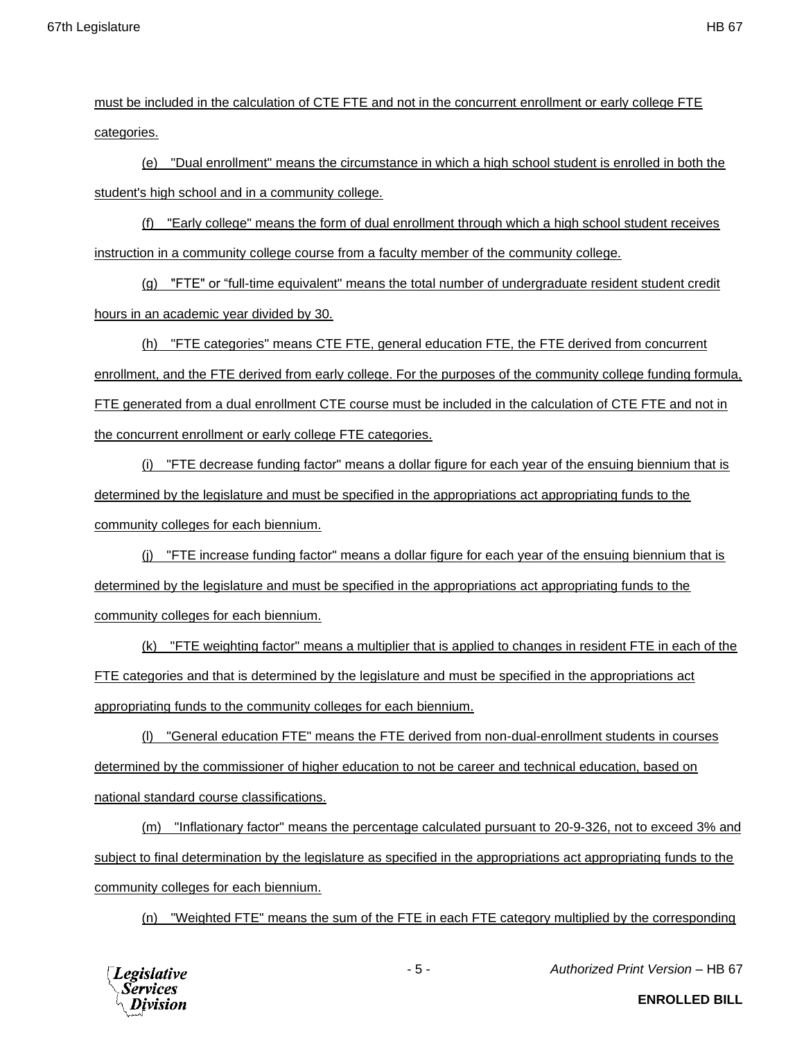must be included in the calculation of CTE FTE and not in the concurrent enrollment or early college FTE categories.

(e) "Dual enrollment" means the circumstance in which a high school student is enrolled in both the student's high school and in a community college.

(f) "Early college" means the form of dual enrollment through which a high school student receives instruction in a community college course from a faculty member of the community college.

(g) "FTE" or "full-time equivalent" means the total number of undergraduate resident student credit hours in an academic year divided by 30.

(h) "FTE categories" means CTE FTE, general education FTE, the FTE derived from concurrent enrollment, and the FTE derived from early college. For the purposes of the community college funding formula, FTE generated from a dual enrollment CTE course must be included in the calculation of CTE FTE and not in the concurrent enrollment or early college FTE categories.

(i) "FTE decrease funding factor" means a dollar figure for each year of the ensuing biennium that is determined by the legislature and must be specified in the appropriations act appropriating funds to the community colleges for each biennium.

(j) "FTE increase funding factor" means a dollar figure for each year of the ensuing biennium that is determined by the legislature and must be specified in the appropriations act appropriating funds to the community colleges for each biennium.

(k) "FTE weighting factor" means a multiplier that is applied to changes in resident FTE in each of the FTE categories and that is determined by the legislature and must be specified in the appropriations act appropriating funds to the community colleges for each biennium.

(l) "General education FTE" means the FTE derived from non-dual-enrollment students in courses determined by the commissioner of higher education to not be career and technical education, based on national standard course classifications.

(m) "Inflationary factor" means the percentage calculated pursuant to 20-9-326, not to exceed 3% and subject to final determination by the legislature as specified in the appropriations act appropriating funds to the community colleges for each biennium.

(n) "Weighted FTE" means the sum of the FTE in each FTE category multiplied by the corresponding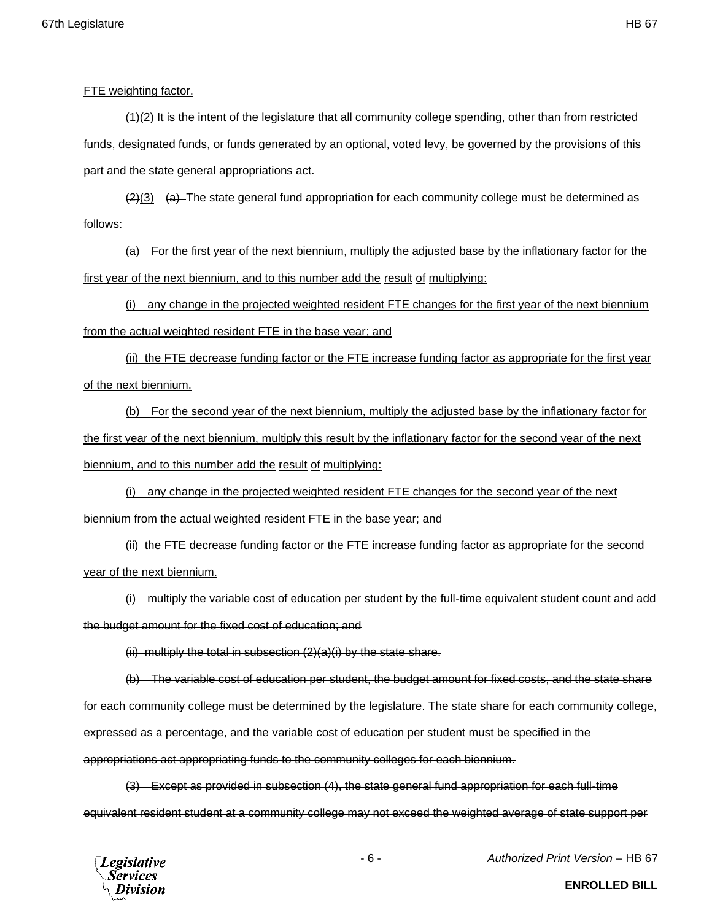FTE weighting factor.

~~(1)~~(2) It is the intent of the legislature that all community college spending, other than from restricted funds, designated funds, or funds generated by an optional, voted levy, be governed by the provisions of this part and the state general appropriations act.

~~(2)~~(3) ~~(a)~~ The state general fund appropriation for each community college must be determined as follows:

(a) For the first year of the next biennium, multiply the adjusted base by the inflationary factor for the first year of the next biennium, and to this number add the result of multiplying:

(i) any change in the projected weighted resident FTE changes for the first year of the next biennium from the actual weighted resident FTE in the base year; and

(ii) the FTE decrease funding factor or the FTE increase funding factor as appropriate for the first year of the next biennium.

(b) For the second year of the next biennium, multiply the adjusted base by the inflationary factor for the first year of the next biennium, multiply this result by the inflationary factor for the second year of the next biennium, and to this number add the result of multiplying:

(i) any change in the projected weighted resident FTE changes for the second year of the next biennium from the actual weighted resident FTE in the base year; and

(ii) the FTE decrease funding factor or the FTE increase funding factor as appropriate for the second year of the next biennium.

~~(i) multiply the variable cost of education per student by the full-time equivalent student count and add the budget amount for the fixed cost of education; and~~

~~(ii) multiply the total in subsection (2)(a)(i) by the state share.~~

~~(b) The variable cost of education per student, the budget amount for fixed costs, and the state share for each community college must be determined by the legislature. The state share for each community college, expressed as a percentage, and the variable cost of education per student must be specified in the appropriations act appropriating funds to the community colleges for each biennium.~~

~~(3) Except as provided in subsection (4), the state general fund appropriation for each full-time equivalent resident student at a community college may not exceed the weighted average of state support per~~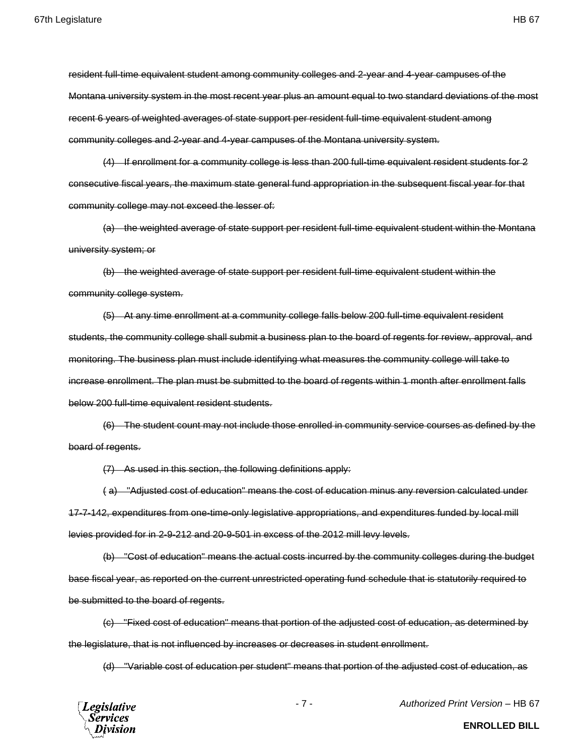~~resident full-time equivalent student among community colleges and 2-year and 4-year campuses of the Montana university system in the most recent year plus an amount equal to two standard deviations of the most recent 6 years of weighted averages of state support per resident full-time equivalent student among community colleges and 2-year and 4-year campuses of the Montana university system.~~

~~(4) If enrollment for a community college is less than 200 full-time equivalent resident students for 2 consecutive fiscal years, the maximum state general fund appropriation in the subsequent fiscal year for that community college may not exceed the lesser of:~~

~~(a) the weighted average of state support per resident full-time equivalent student within the Montana university system; or~~

~~(b) the weighted average of state support per resident full-time equivalent student within the community college system.~~

~~(5) At any time enrollment at a community college falls below 200 full-time equivalent resident students, the community college shall submit a business plan to the board of regents for review, approval, and monitoring. The business plan must include identifying what measures the community college will take to increase enrollment. The plan must be submitted to the board of regents within 1 month after enrollment falls below 200 full-time equivalent resident students.~~

~~(6) The student count may not include those enrolled in community service courses as defined by the board of regents.~~

~~(7) As used in this section, the following definitions apply:~~

~~( a) "Adjusted cost of education" means the cost of education minus any reversion calculated under 17-7-142, expenditures from one-time-only legislative appropriations, and expenditures funded by local mill levies provided for in 2-9-212 and 20-9-501 in excess of the 2012 mill levy levels.~~

~~(b) "Cost of education" means the actual costs incurred by the community colleges during the budget base fiscal year, as reported on the current unrestricted operating fund schedule that is statutorily required to be submitted to the board of regents.~~

~~(c) "Fixed cost of education" means that portion of the adjusted cost of education, as determined by the legislature, that is not influenced by increases or decreases in student enrollment.~~

~~(d) "Variable cost of education per student" means that portion of the adjusted cost of education, as~~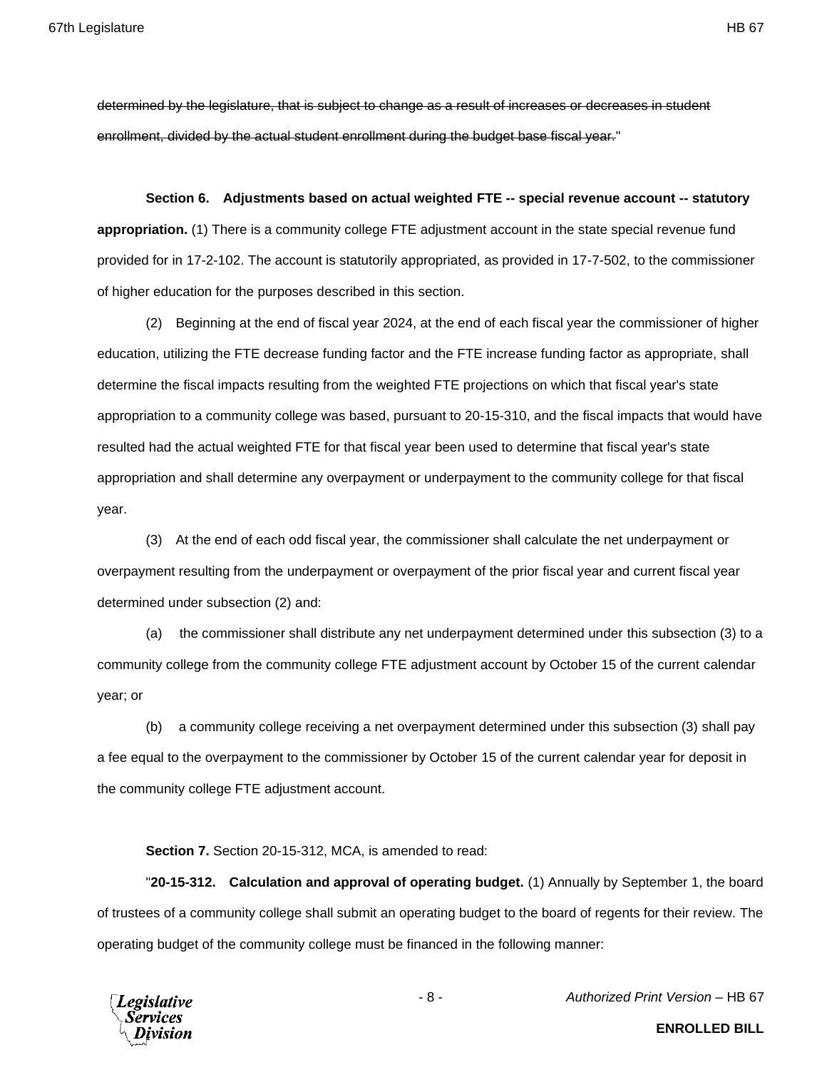~~determined by the legislature, that is subject to change as a result of increases or decreases in student enrollment, divided by the actual student enrollment during the budget base fiscal year.~~"

**Section 6. Adjustments based on actual weighted FTE -- special revenue account -- statutory appropriation.** (1) There is a community college FTE adjustment account in the state special revenue fund provided for in 17-2-102. The account is statutorily appropriated, as provided in 17-7-502, to the commissioner of higher education for the purposes described in this section.

(2) Beginning at the end of fiscal year 2024, at the end of each fiscal year the commissioner of higher education, utilizing the FTE decrease funding factor and the FTE increase funding factor as appropriate, shall determine the fiscal impacts resulting from the weighted FTE projections on which that fiscal year's state appropriation to a community college was based, pursuant to 20-15-310, and the fiscal impacts that would have resulted had the actual weighted FTE for that fiscal year been used to determine that fiscal year's state appropriation and shall determine any overpayment or underpayment to the community college for that fiscal year.

(3) At the end of each odd fiscal year, the commissioner shall calculate the net underpayment or overpayment resulting from the underpayment or overpayment of the prior fiscal year and current fiscal year determined under subsection (2) and:

(a) the commissioner shall distribute any net underpayment determined under this subsection (3) to a community college from the community college FTE adjustment account by October 15 of the current calendar year; or

(b) a community college receiving a net overpayment determined under this subsection (3) shall pay a fee equal to the overpayment to the commissioner by October 15 of the current calendar year for deposit in the community college FTE adjustment account.

**Section 7.** Section 20-15-312, MCA, is amended to read:

"**20-15-312. Calculation and approval of operating budget.** (1) Annually by September 1, the board of trustees of a community college shall submit an operating budget to the board of regents for their review. The operating budget of the community college must be financed in the following manner: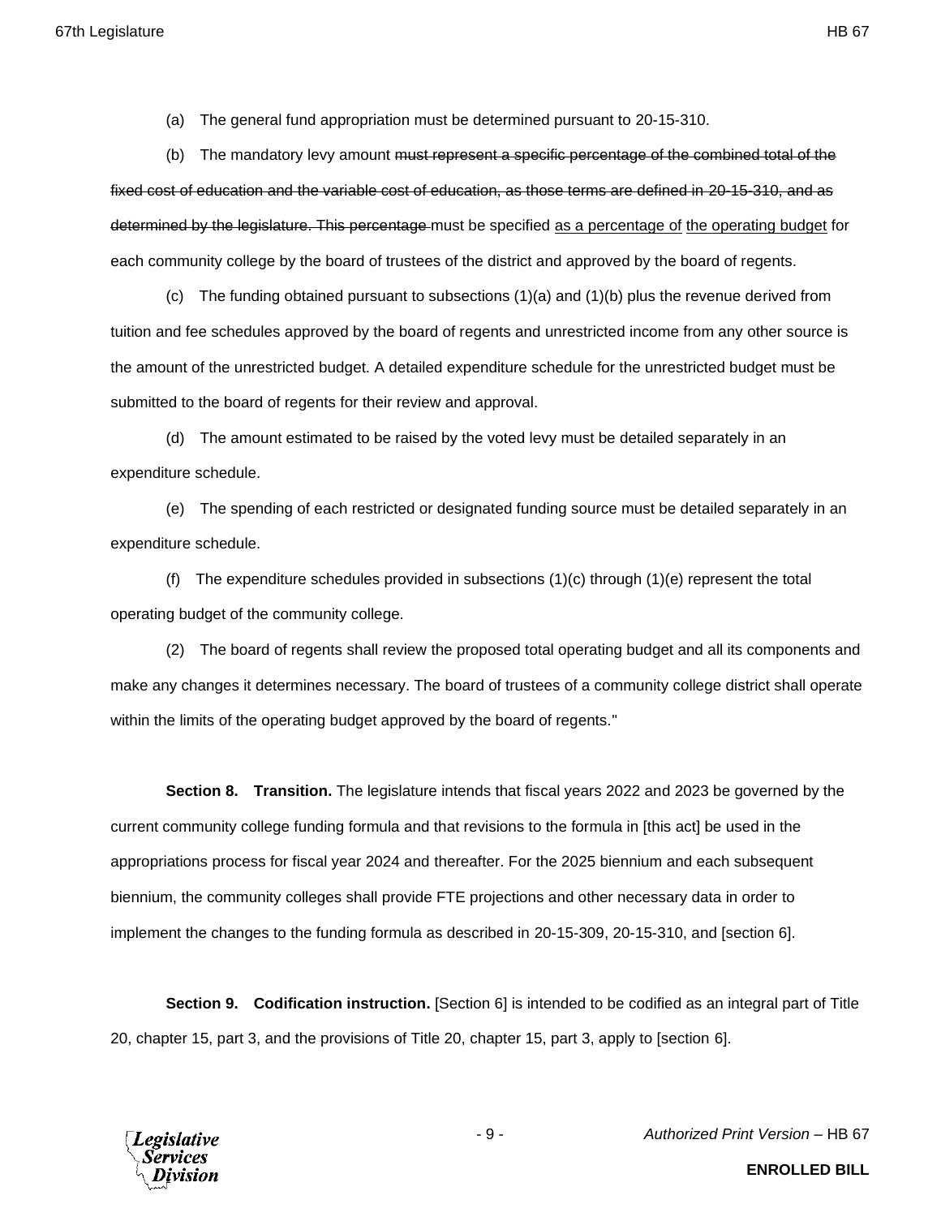(a) The general fund appropriation must be determined pursuant to 20-15-310.

(b) The mandatory levy amount ~~must represent a specific percentage of the combined total of the fixed cost of education and the variable cost of education, as those terms are defined in 20-15-310, and as determined by the legislature. This percentage~~ must be specified <u>as a percentage of</u> <u>the operating budget</u> for each community college by the board of trustees of the district and approved by the board of regents.

(c) The funding obtained pursuant to subsections (1)(a) and (1)(b) plus the revenue derived from tuition and fee schedules approved by the board of regents and unrestricted income from any other source is the amount of the unrestricted budget. A detailed expenditure schedule for the unrestricted budget must be submitted to the board of regents for their review and approval.

(d) The amount estimated to be raised by the voted levy must be detailed separately in an expenditure schedule.

(e) The spending of each restricted or designated funding source must be detailed separately in an expenditure schedule.

(f) The expenditure schedules provided in subsections (1)(c) through (1)(e) represent the total operating budget of the community college.

(2) The board of regents shall review the proposed total operating budget and all its components and make any changes it determines necessary. The board of trustees of a community college district shall operate within the limits of the operating budget approved by the board of regents."

**Section 8. Transition.** The legislature intends that fiscal years 2022 and 2023 be governed by the current community college funding formula and that revisions to the formula in [this act] be used in the appropriations process for fiscal year 2024 and thereafter. For the 2025 biennium and each subsequent biennium, the community colleges shall provide FTE projections and other necessary data in order to implement the changes to the funding formula as described in 20-15-309, 20-15-310, and [section 6].

**Section 9. Codification instruction.** [Section 6] is intended to be codified as an integral part of Title 20, chapter 15, part 3, and the provisions of Title 20, chapter 15, part 3, apply to [section 6].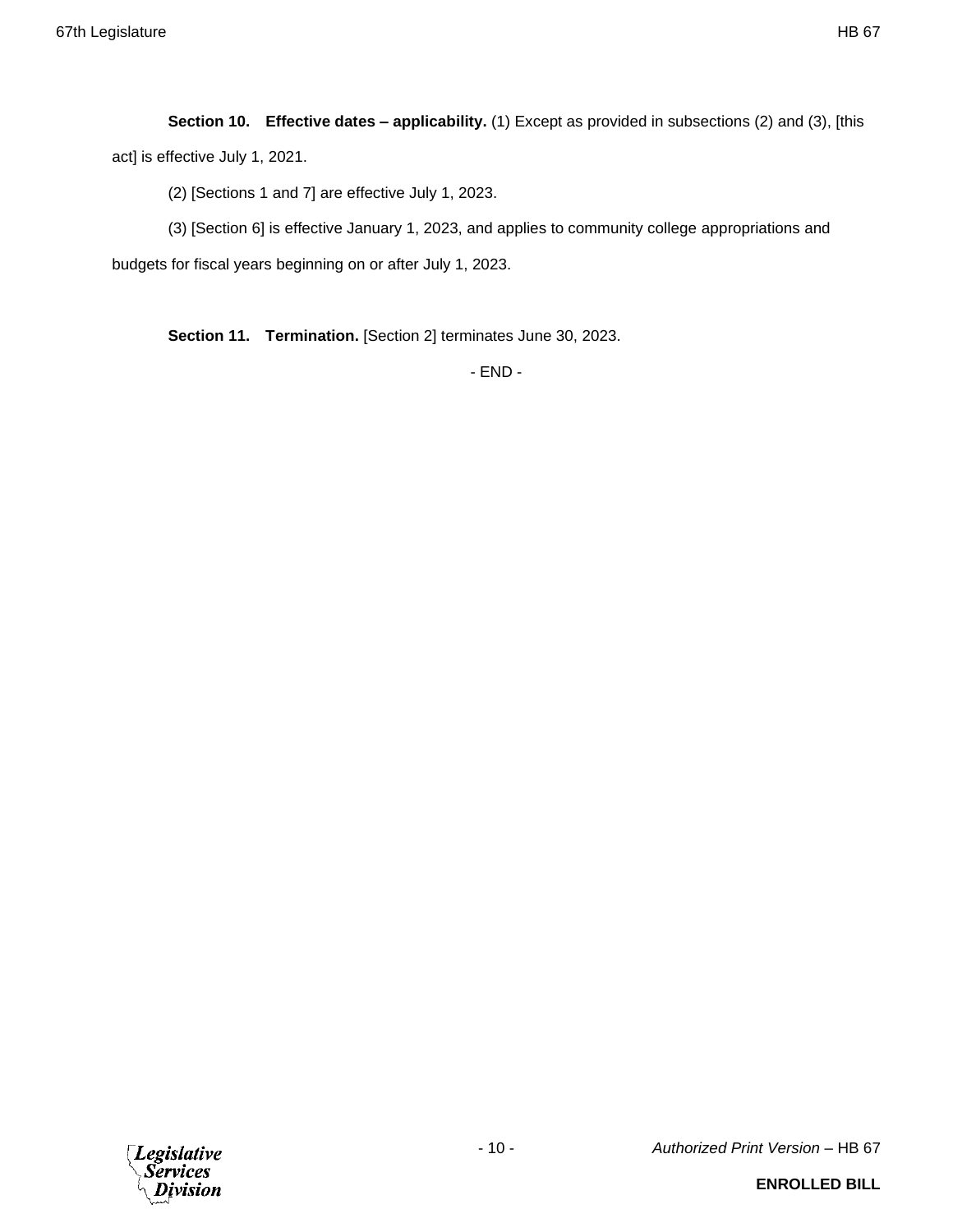**Section 10. Effective dates – applicability.** (1) Except as provided in subsections (2) and (3), [this act] is effective July 1, 2021.

(2) [Sections 1 and 7] are effective July 1, 2023.

(3) [Section 6] is effective January 1, 2023, and applies to community college appropriations and budgets for fiscal years beginning on or after July 1, 2023.

**Section 11. Termination.** [Section 2] terminates June 30, 2023.

- END -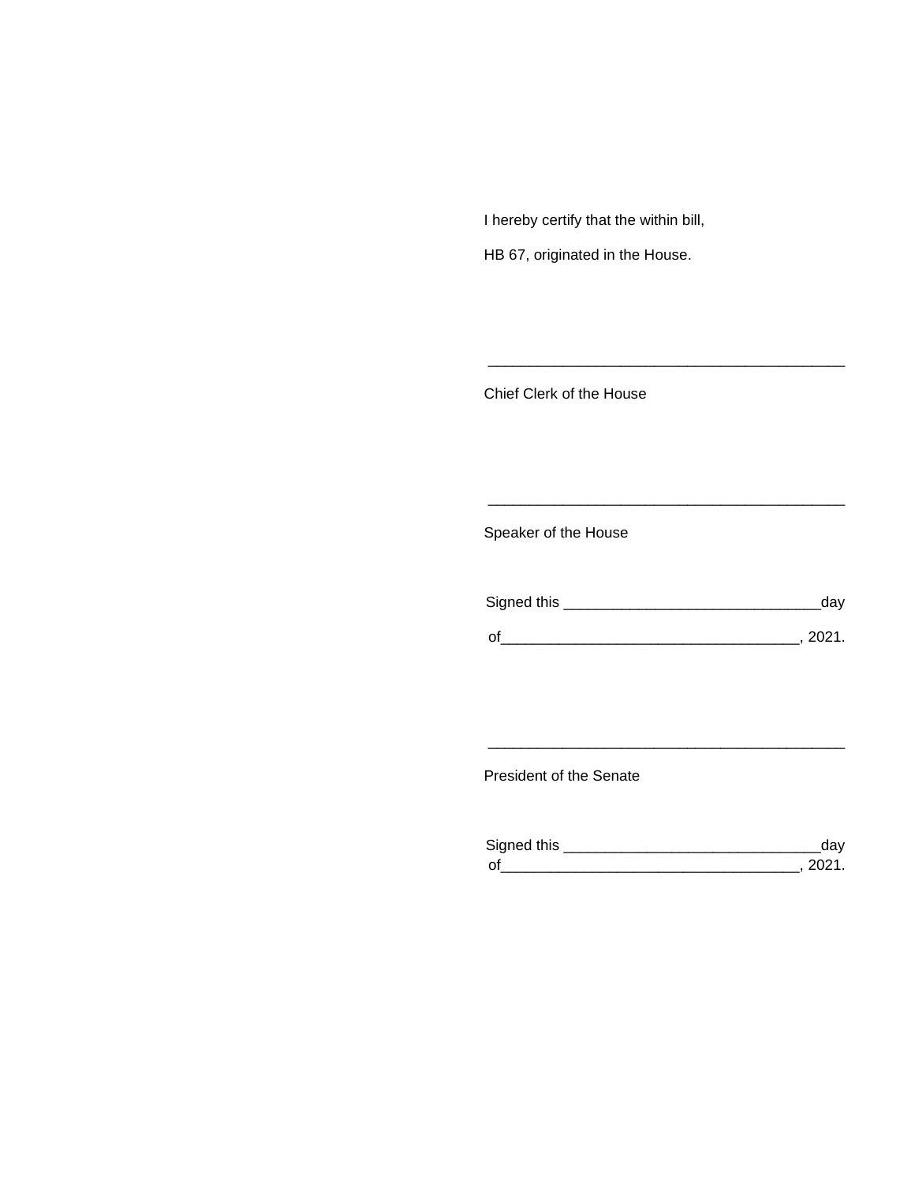I hereby certify that the within bill,

HB 67, originated in the House.

\_\_\_\_\_\_\_\_\_\_\_\_\_\_\_\_\_\_\_\_\_\_\_\_\_\_\_\_\_\_\_\_\_\_\_\_\_\_\_\_\_\_\_\_

Chief Clerk of the House

\_\_\_\_\_\_\_\_\_\_\_\_\_\_\_\_\_\_\_\_\_\_\_\_\_\_\_\_\_\_\_\_\_\_\_\_\_\_\_\_\_\_\_\_

Speaker of the House

Signed this \_\_\_\_\_\_\_\_\_\_\_\_\_\_\_\_\_\_\_\_\_\_\_\_\_\_\_\_\_\_\_day

of\_\_\_\_\_\_\_\_\_\_\_\_\_\_\_\_\_\_\_\_\_\_\_\_\_\_\_\_\_\_\_\_\_\_\_, 2021.

\_\_\_\_\_\_\_\_\_\_\_\_\_\_\_\_\_\_\_\_\_\_\_\_\_\_\_\_\_\_\_\_\_\_\_\_\_\_\_\_\_\_\_\_

President of the Senate

Signed this \_\_\_\_\_\_\_\_\_\_\_\_\_\_\_\_\_\_\_\_\_\_\_\_\_\_\_\_\_\_\_day

of\_\_\_\_\_\_\_\_\_\_\_\_\_\_\_\_\_\_\_\_\_\_\_\_\_\_\_\_\_\_\_\_\_\_\_, 2021.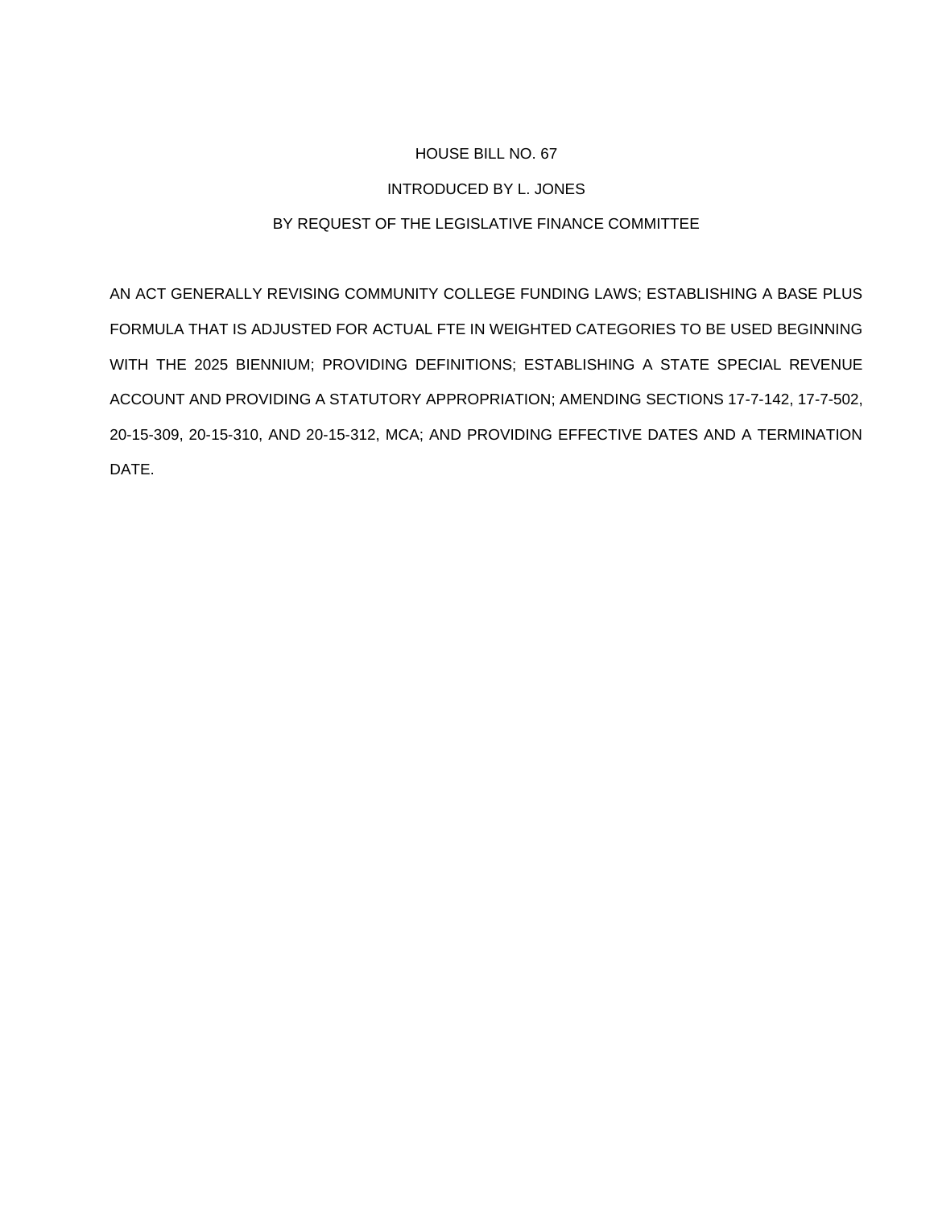HOUSE BILL NO. 67

INTRODUCED BY L. JONES

BY REQUEST OF THE LEGISLATIVE FINANCE COMMITTEE

AN ACT GENERALLY REVISING COMMUNITY COLLEGE FUNDING LAWS; ESTABLISHING A BASE PLUS FORMULA THAT IS ADJUSTED FOR ACTUAL FTE IN WEIGHTED CATEGORIES TO BE USED BEGINNING WITH THE 2025 BIENNIUM; PROVIDING DEFINITIONS; ESTABLISHING A STATE SPECIAL REVENUE ACCOUNT AND PROVIDING A STATUTORY APPROPRIATION; AMENDING SECTIONS 17-7-142, 17-7-502, 20-15-309, 20-15-310, AND 20-15-312, MCA; AND PROVIDING EFFECTIVE DATES AND A TERMINATION DATE.